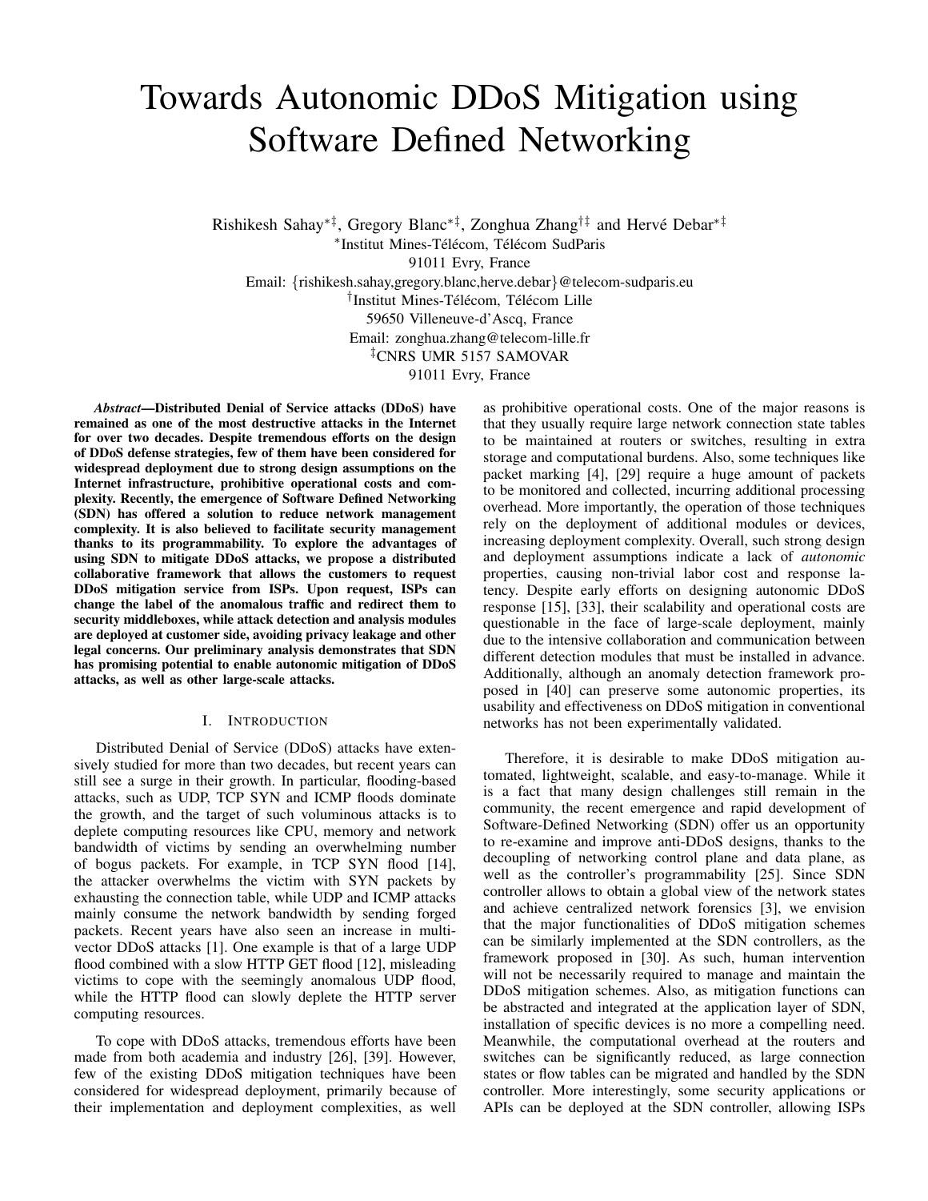# Towards Autonomic DDoS Mitigation using Software Defined Networking

Rishikesh Sahay[*‡], Gregory Blanc[*‡], Zonghua Zhang[†‡] and Hervé Debar[*‡]

[*]Institut Mines-Télécom, Télécom SudParis
91011 Evry, France
Email: {rishikesh.sahay,gregory.blanc,herve.debar}@telecom-sudparis.eu

[†]Institut Mines-Télécom, Télécom Lille
59650 Villeneuve-d'Ascq, France
Email: zonghua.zhang@telecom-lille.fr

[‡]CNRS UMR 5157 SAMOVAR
91011 Evry, France

***Abstract*—Distributed Denial of Service attacks (DDoS) have remained as one of the most destructive attacks in the Internet for over two decades. Despite tremendous efforts on the design of DDoS defense strategies, few of them have been considered for widespread deployment due to strong design assumptions on the Internet infrastructure, prohibitive operational costs and complexity. Recently, the emergence of Software Defined Networking (SDN) has offered a solution to reduce network management complexity. It is also believed to facilitate security management thanks to its programmability. To explore the advantages of using SDN to mitigate DDoS attacks, we propose a distributed collaborative framework that allows the customers to request DDoS mitigation service from ISPs. Upon request, ISPs can change the label of the anomalous traffic and redirect them to security middleboxes, while attack detection and analysis modules are deployed at customer side, avoiding privacy leakage and other legal concerns. Our preliminary analysis demonstrates that SDN has promising potential to enable autonomic mitigation of DDoS attacks, as well as other large-scale attacks.**

## I. INTRODUCTION

Distributed Denial of Service (DDoS) attacks have extensively studied for more than two decades, but recent years can still see a surge in their growth. In particular, flooding-based attacks, such as UDP, TCP SYN and ICMP floods dominate the growth, and the target of such voluminous attacks is to deplete computing resources like CPU, memory and network bandwidth of victims by sending an overwhelming number of bogus packets. For example, in TCP SYN flood [14], the attacker overwhelms the victim with SYN packets by exhausting the connection table, while UDP and ICMP attacks mainly consume the network bandwidth by sending forged packets. Recent years have also seen an increase in multi-vector DDoS attacks [1]. One example is that of a large UDP flood combined with a slow HTTP GET flood [12], misleading victims to cope with the seemingly anomalous UDP flood, while the HTTP flood can slowly deplete the HTTP server computing resources.

To cope with DDoS attacks, tremendous efforts have been made from both academia and industry [26], [39]. However, few of the existing DDoS mitigation techniques have been considered for widespread deployment, primarily because of their implementation and deployment complexities, as well as prohibitive operational costs. One of the major reasons is that they usually require large network connection state tables to be maintained at routers or switches, resulting in extra storage and computational burdens. Also, some techniques like packet marking [4], [29] require a huge amount of packets to be monitored and collected, incurring additional processing overhead. More importantly, the operation of those techniques rely on the deployment of additional modules or devices, increasing deployment complexity. Overall, such strong design and deployment assumptions indicate a lack of *autonomic* properties, causing non-trivial labor cost and response latency. Despite early efforts on designing autonomic DDoS response [15], [33], their scalability and operational costs are questionable in the face of large-scale deployment, mainly due to the intensive collaboration and communication between different detection modules that must be installed in advance. Additionally, although an anomaly detection framework proposed in [40] can preserve some autonomic properties, its usability and effectiveness on DDoS mitigation in conventional networks has not been experimentally validated.

Therefore, it is desirable to make DDoS mitigation automated, lightweight, scalable, and easy-to-manage. While it is a fact that many design challenges still remain in the community, the recent emergence and rapid development of Software-Defined Networking (SDN) offer us an opportunity to re-examine and improve anti-DDoS designs, thanks to the decoupling of networking control plane and data plane, as well as the controller's programmability [25]. Since SDN controller allows to obtain a global view of the network states and achieve centralized network forensics [3], we envision that the major functionalities of DDoS mitigation schemes can be similarly implemented at the SDN controllers, as the framework proposed in [30]. As such, human intervention will not be necessarily required to manage and maintain the DDoS mitigation schemes. Also, as mitigation functions can be abstracted and integrated at the application layer of SDN, installation of specific devices is no more a compelling need. Meanwhile, the computational overhead at the routers and switches can be significantly reduced, as large connection states or flow tables can be migrated and handled by the SDN controller. More interestingly, some security applications or APIs can be deployed at the SDN controller, allowing ISPs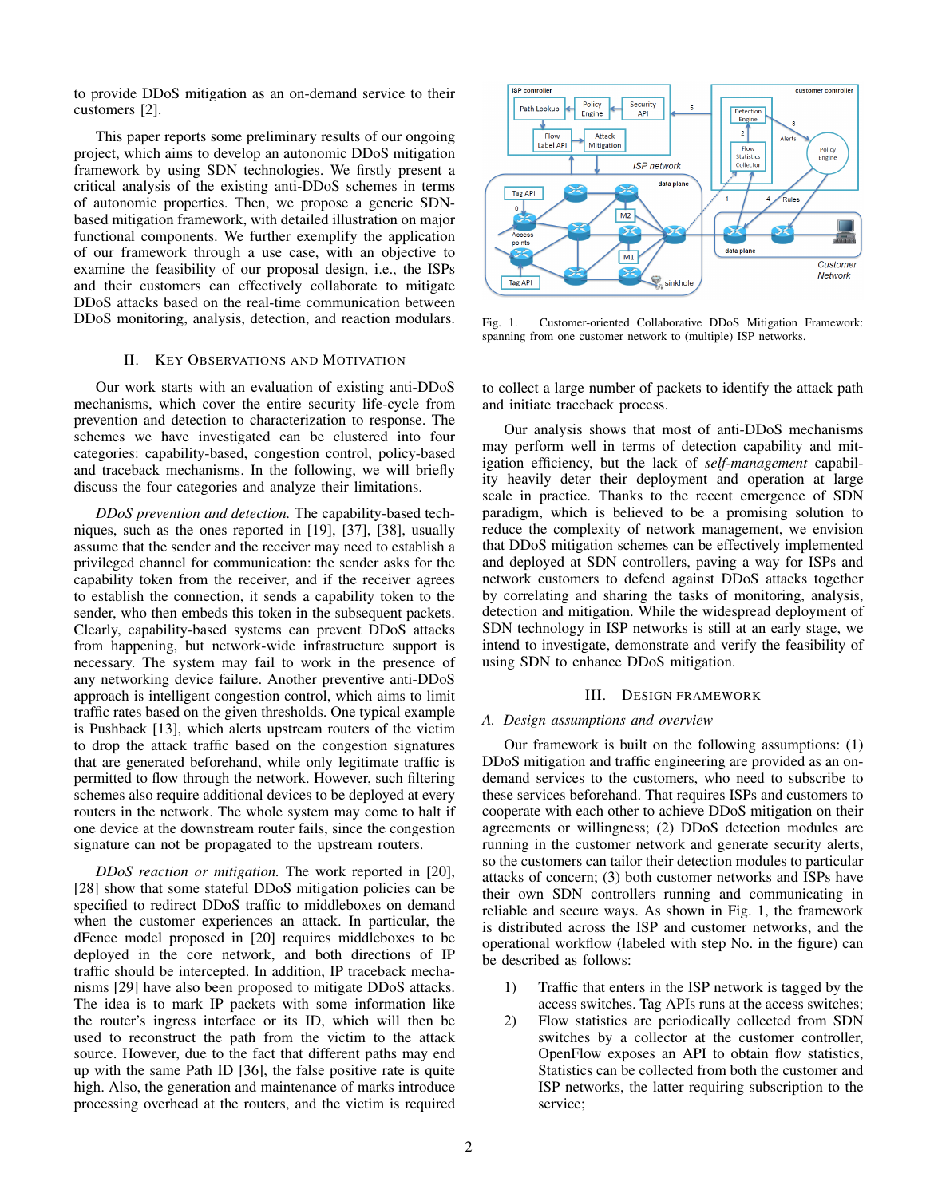to provide DDoS mitigation as an on-demand service to their customers [2].

This paper reports some preliminary results of our ongoing project, which aims to develop an autonomic DDoS mitigation framework by using SDN technologies. We firstly present a critical analysis of the existing anti-DDoS schemes in terms of autonomic properties. Then, we propose a generic SDN-based mitigation framework, with detailed illustration on major functional components. We further exemplify the application of our framework through a use case, with an objective to examine the feasibility of our proposal design, i.e., the ISPs and their customers can effectively collaborate to mitigate DDoS attacks based on the real-time communication between DDoS monitoring, analysis, detection, and reaction modulars.

## II. Key Observations and Motivation

Our work starts with an evaluation of existing anti-DDoS mechanisms, which cover the entire security life-cycle from prevention and detection to characterization to response. The schemes we have investigated can be clustered into four categories: capability-based, congestion control, policy-based and traceback mechanisms. In the following, we will briefly discuss the four categories and analyze their limitations.

*DDoS prevention and detection.* The capability-based techniques, such as the ones reported in [19], [37], [38], usually assume that the sender and the receiver may need to establish a privileged channel for communication: the sender asks for the capability token from the receiver, and if the receiver agrees to establish the connection, it sends a capability token to the sender, who then embeds this token in the subsequent packets. Clearly, capability-based systems can prevent DDoS attacks from happening, but network-wide infrastructure support is necessary. The system may fail to work in the presence of any networking device failure. Another preventive anti-DDoS approach is intelligent congestion control, which aims to limit traffic rates based on the given thresholds. One typical example is Pushback [13], which alerts upstream routers of the victim to drop the attack traffic based on the congestion signatures that are generated beforehand, while only legitimate traffic is permitted to flow through the network. However, such filtering schemes also require additional devices to be deployed at every routers in the network. The whole system may come to halt if one device at the downstream router fails, since the congestion signature can not be propagated to the upstream routers.

*DDoS reaction or mitigation.* The work reported in [20], [28] show that some stateful DDoS mitigation policies can be specified to redirect DDoS traffic to middleboxes on demand when the customer experiences an attack. In particular, the dFence model proposed in [20] requires middleboxes to be deployed in the core network, and both directions of IP traffic should be intercepted. In addition, IP traceback mechanisms [29] have also been proposed to mitigate DDoS attacks. The idea is to mark IP packets with some information like the router's ingress interface or its ID, which will then be used to reconstruct the path from the victim to the attack source. However, due to the fact that different paths may end up with the same Path ID [36], the false positive rate is quite high. Also, the generation and maintenance of marks introduce processing overhead at the routers, and the victim is required to collect a large number of packets to identify the attack path and initiate traceback process.

Fig. 1. Customer-oriented Collaborative DDoS Mitigation Framework: spanning from one customer network to (multiple) ISP networks.

Our analysis shows that most of anti-DDoS mechanisms may perform well in terms of detection capability and mitigation efficiency, but the lack of *self-management* capability heavily deter their deployment and operation at large scale in practice. Thanks to the recent emergence of SDN paradigm, which is believed to be a promising solution to reduce the complexity of network management, we envision that DDoS mitigation schemes can be effectively implemented and deployed at SDN controllers, paving a way for ISPs and network customers to defend against DDoS attacks together by correlating and sharing the tasks of monitoring, analysis, detection and mitigation. While the widespread deployment of SDN technology in ISP networks is still at an early stage, we intend to investigate, demonstrate and verify the feasibility of using SDN to enhance DDoS mitigation.

## III. Design Framework

### A. Design assumptions and overview

Our framework is built on the following assumptions: (1) DDoS mitigation and traffic engineering are provided as an on-demand services to the customers, who need to subscribe to these services beforehand. That requires ISPs and customers to cooperate with each other to achieve DDoS mitigation on their agreements or willingness; (2) DDoS detection modules are running in the customer network and generate security alerts, so the customers can tailor their detection modules to particular attacks of concern; (3) both customer networks and ISPs have their own SDN controllers running and communicating in reliable and secure ways. As shown in Fig. 1, the framework is distributed across the ISP and customer networks, and the operational workflow (labeled with step No. in the figure) can be described as follows:

1) Traffic that enters in the ISP network is tagged by the access switches. Tag APIs runs at the access switches;
2) Flow statistics are periodically collected from SDN switches by a collector at the customer controller, OpenFlow exposes an API to obtain flow statistics, Statistics can be collected from both the customer and ISP networks, the latter requiring subscription to the service;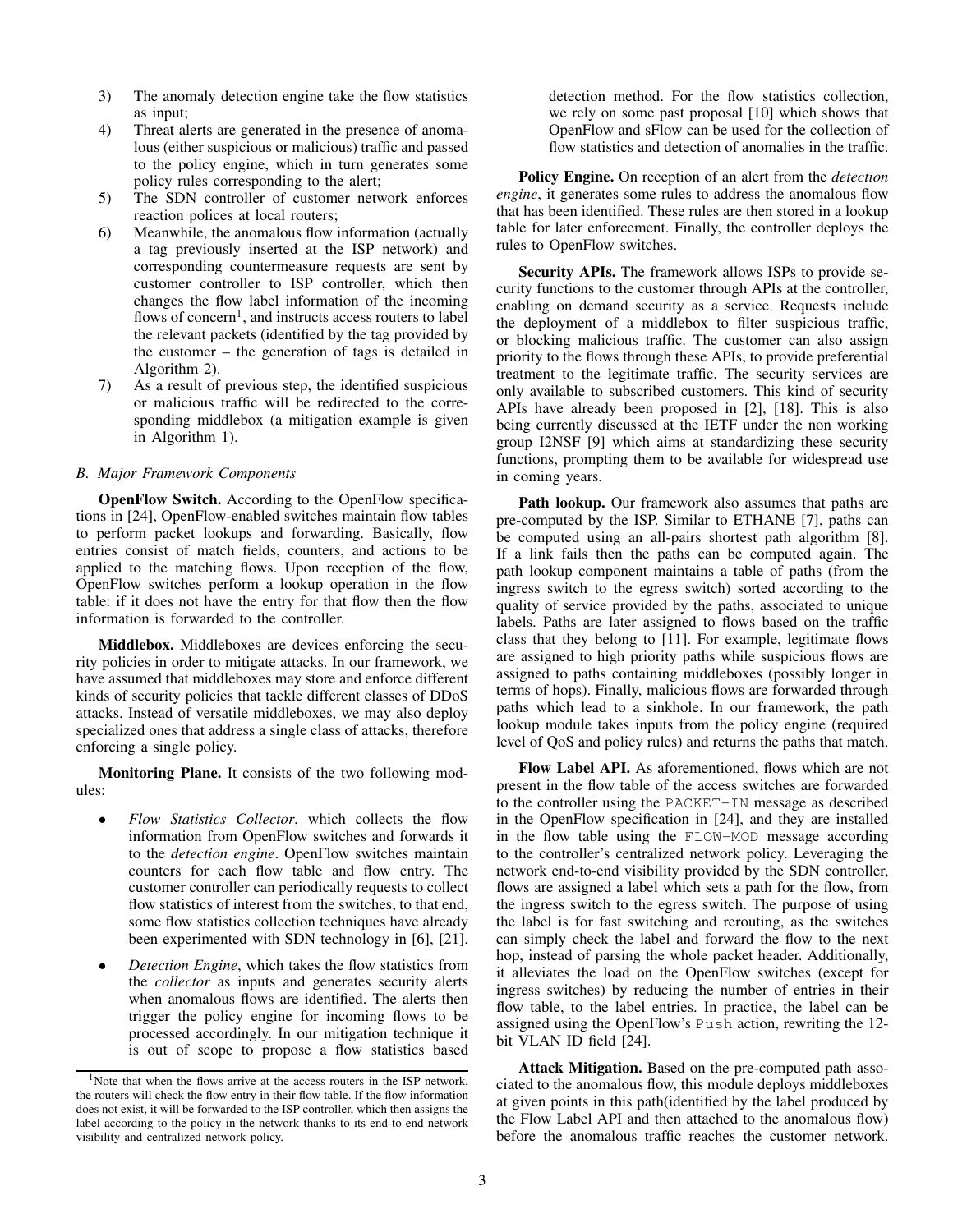3) The anomaly detection engine take the flow statistics as input;
4) Threat alerts are generated in the presence of anomalous (either suspicious or malicious) traffic and passed to the policy engine, which in turn generates some policy rules corresponding to the alert;
5) The SDN controller of customer network enforces reaction polices at local routers;
6) Meanwhile, the anomalous flow information (actually a tag previously inserted at the ISP network) and corresponding countermeasure requests are sent by customer controller to ISP controller, which then changes the flow label information of the incoming flows of concern[1], and instructs access routers to label the relevant packets (identified by the tag provided by the customer – the generation of tags is detailed in Algorithm 2).
7) As a result of previous step, the identified suspicious or malicious traffic will be redirected to the corresponding middlebox (a mitigation example is given in Algorithm 1).

### B. Major Framework Components

**OpenFlow Switch.** According to the OpenFlow specifications in [24], OpenFlow-enabled switches maintain flow tables to perform packet lookups and forwarding. Basically, flow entries consist of match fields, counters, and actions to be applied to the matching flows. Upon reception of the flow, OpenFlow switches perform a lookup operation in the flow table: if it does not have the entry for that flow then the flow information is forwarded to the controller.

**Middlebox.** Middleboxes are devices enforcing the security policies in order to mitigate attacks. In our framework, we have assumed that middleboxes may store and enforce different kinds of security policies that tackle different classes of DDoS attacks. Instead of versatile middleboxes, we may also deploy specialized ones that address a single class of attacks, therefore enforcing a single policy.

**Monitoring Plane.** It consists of the two following modules:

- *Flow Statistics Collector*, which collects the flow information from OpenFlow switches and forwards it to the *detection engine*. OpenFlow switches maintain counters for each flow table and flow entry. The customer controller can periodically requests to collect flow statistics of interest from the switches, to that end, some flow statistics collection techniques have already been experimented with SDN technology in [6], [21].
- *Detection Engine*, which takes the flow statistics from the *collector* as inputs and generates security alerts when anomalous flows are identified. The alerts then trigger the policy engine for incoming flows to be processed accordingly. In our mitigation technique it is out of scope to propose a flow statistics based detection method. For the flow statistics collection, we rely on some past proposal [10] which shows that OpenFlow and sFlow can be used for the collection of flow statistics and detection of anomalies in the traffic.

**Policy Engine.** On reception of an alert from the *detection engine*, it generates some rules to address the anomalous flow that has been identified. These rules are then stored in a lookup table for later enforcement. Finally, the controller deploys the rules to OpenFlow switches.

**Security APIs.** The framework allows ISPs to provide security functions to the customer through APIs at the controller, enabling on demand security as a service. Requests include the deployment of a middlebox to filter suspicious traffic, or blocking malicious traffic. The customer can also assign priority to the flows through these APIs, to provide preferential treatment to the legitimate traffic. The security services are only available to subscribed customers. This kind of security APIs have already been proposed in [2], [18]. This is also being currently discussed at the IETF under the non working group I2NSF [9] which aims at standardizing these security functions, prompting them to be available for widespread use in coming years.

**Path lookup.** Our framework also assumes that paths are pre-computed by the ISP. Similar to ETHANE [7], paths can be computed using an all-pairs shortest path algorithm [8]. If a link fails then the paths can be computed again. The path lookup component maintains a table of paths (from the ingress switch to the egress switch) sorted according to the quality of service provided by the paths, associated to unique labels. Paths are later assigned to flows based on the traffic class that they belong to [11]. For example, legitimate flows are assigned to high priority paths while suspicious flows are assigned to paths containing middleboxes (possibly longer in terms of hops). Finally, malicious flows are forwarded through paths which lead to a sinkhole. In our framework, the path lookup module takes inputs from the policy engine (required level of QoS and policy rules) and returns the paths that match.

**Flow Label API.** As aforementioned, flows which are not present in the flow table of the access switches are forwarded to the controller using the `PACKET-IN` message as described in the OpenFlow specification in [24], and they are installed in the flow table using the `FLOW-MOD` message according to the controller's centralized network policy. Leveraging the network end-to-end visibility provided by the SDN controller, flows are assigned a label which sets a path for the flow, from the ingress switch to the egress switch. The purpose of using the label is for fast switching and rerouting, as the switches can simply check the label and forward the flow to the next hop, instead of parsing the whole packet header. Additionally, it alleviates the load on the OpenFlow switches (except for ingress switches) by reducing the number of entries in their flow table, to the label entries. In practice, the label can be assigned using the OpenFlow's `Push` action, rewriting the 12-bit VLAN ID field [24].

**Attack Mitigation.** Based on the pre-computed path associated to the anomalous flow, this module deploys middleboxes at given points in this path(identified by the label produced by the Flow Label API and then attached to the anomalous flow) before the anomalous traffic reaches the customer network.

[1]Note that when the flows arrive at the access routers in the ISP network, the routers will check the flow entry in their flow table. If the flow information does not exist, it will be forwarded to the ISP controller, which then assigns the label according to the policy in the network thanks to its end-to-end network visibility and centralized network policy.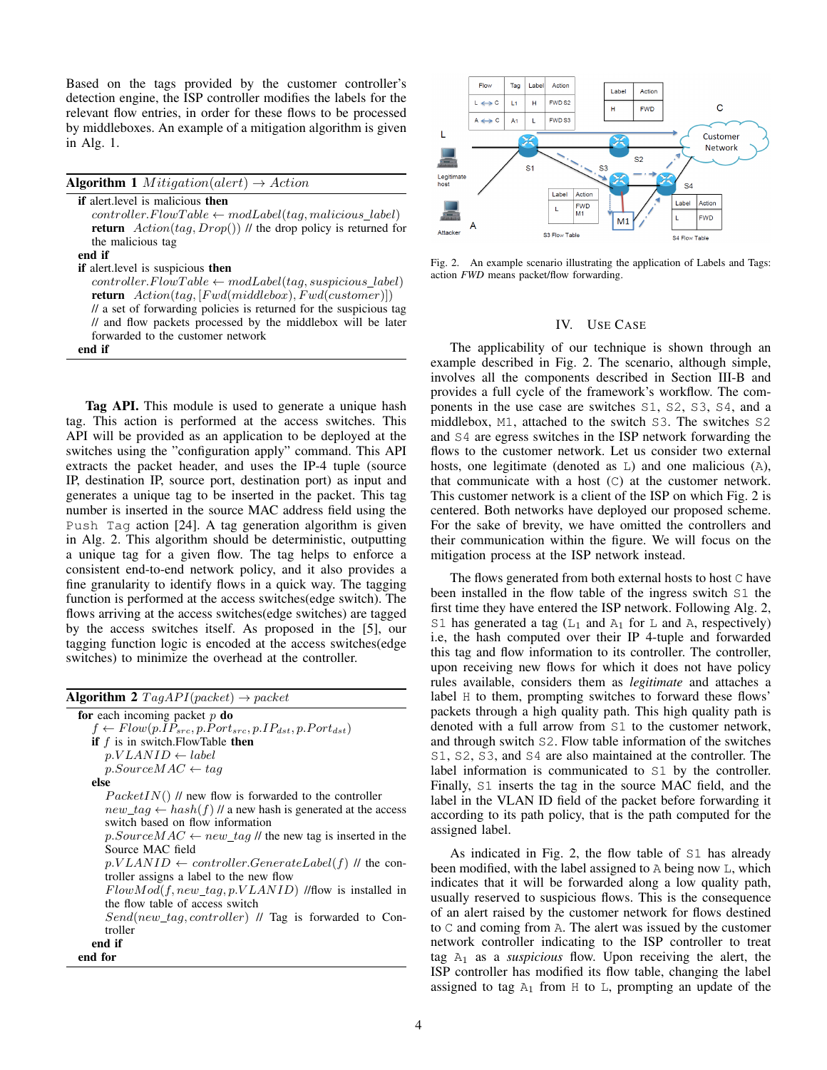Based on the tags provided by the customer controller's detection engine, the ISP controller modifies the labels for the relevant flow entries, in order for these flows to be processed by middleboxes. An example of a mitigation algorithm is given in Alg. 1.

**Algorithm 1** $Mitigation(alert) \rightarrow Action$

```
if alert.level is malicious then
    controller.FlowTable ← modLabel(tag, malicious_label)
    return  Action(tag, Drop()) // the drop policy is returned for the malicious tag
end if
if alert.level is suspicious then
    controller.FlowTable ← modLabel(tag, suspicious_label)
    return  Action(tag, [Fwd(middlebox), Fwd(customer)])
    // a set of forwarding policies is returned for the suspicious tag
    // and flow packets processed by the middlebox will be later forwarded to the customer network
end if
```

**Tag API.** This module is used to generate a unique hash tag. This action is performed at the access switches. This API will be provided as an application to be deployed at the switches using the "configuration apply" command. This API extracts the packet header, and uses the IP-4 tuple (source IP, destination IP, source port, destination port) as input and generates a unique tag to be inserted in the packet. This tag number is inserted in the source MAC address field using the `Push Tag` action [24]. A tag generation algorithm is given in Alg. 2. This algorithm should be deterministic, outputting a unique tag for a given flow. The tag helps to enforce a consistent end-to-end network policy, and it also provides a fine granularity to identify flows in a quick way. The tagging function is performed at the access switches(edge switch). The flows arriving at the access switches(edge switches) are tagged by the access switches itself. As proposed in the [5], our tagging function logic is encoded at the access switches(edge switches) to minimize the overhead at the controller.

**Algorithm 2** $TagAPI(packet) \rightarrow packet$

```
for each incoming packet p do
    f ← Flow(p.IP_src, p.Port_src, p.IP_dst, p.Port_dst)
    if f is in switch.FlowTable then
        p.VLANID ← label
        p.SourceMAC ← tag
    else
        PacketIN() // new flow is forwarded to the controller
        new_tag ← hash(f) // a new hash is generated at the access switch based on flow information
        p.SourceMAC ← new_tag // the new tag is inserted in the Source MAC field
        p.VLANID ← controller.GenerateLabel(f) // the controller assigns a label to the new flow
        FlowMod(f, new_tag, p.VLANID) //flow is installed in the flow table of access switch
        Send(new_tag, controller) // Tag is forwarded to Controller
    end if
end for
```

Fig. 2. An example scenario illustrating the application of Labels and Tags: action *FWD* means packet/flow forwarding.

## IV. Use Case

The applicability of our technique is shown through an example described in Fig. 2. The scenario, although simple, involves all the components described in Section III-B and provides a full cycle of the framework's workflow. The components in the use case are switches `S1`, `S2`, `S3`, `S4`, and a middlebox, `M1`, attached to the switch `S3`. The switches `S2` and `S4` are egress switches in the ISP network forwarding the flows to the customer network. Let us consider two external hosts, one legitimate (denoted as `L`) and one malicious (`A`), that communicate with a host (`C`) at the customer network. This customer network is a client of the ISP on which Fig. 2 is centered. Both networks have deployed our proposed scheme. For the sake of brevity, we have omitted the controllers and their communication within the figure. We will focus on the mitigation process at the ISP network instead.

The flows generated from both external hosts to host `C` have been installed in the flow table of the ingress switch `S1` the first time they have entered the ISP network. Following Alg. 2, `S1` has generated a tag ($L_1$ and $A_1$ for `L` and `A`, respectively) i.e, the hash computed over their IP 4-tuple and forwarded this tag and flow information to its controller. The controller, upon receiving new flows for which it does not have policy rules available, considers them as *legitimate* and attaches a label `H` to them, prompting switches to forward these flows' packets through a high quality path. This high quality path is denoted with a full arrow from `S1` to the customer network, and through switch `S2`. Flow table information of the switches `S1`, `S2`, `S3`, and `S4` are also maintained at the controller. The label information is communicated to `S1` by the controller. Finally, `S1` inserts the tag in the source MAC field, and the label in the VLAN ID field of the packet before forwarding it according to its path policy, that is the path computed for the assigned label.

As indicated in Fig. 2, the flow table of `S1` has already been modified, with the label assigned to `A` being now `L`, which indicates that it will be forwarded along a low quality path, usually reserved to suspicious flows. This is the consequence of an alert raised by the customer network for flows destined to `C` and coming from `A`. The alert was issued by the customer network controller indicating to the ISP controller to treat tag $A_1$ as a *suspicious* flow. Upon receiving the alert, the ISP controller has modified its flow table, changing the label assigned to tag $A_1$ from `H` to `L`, prompting an update of the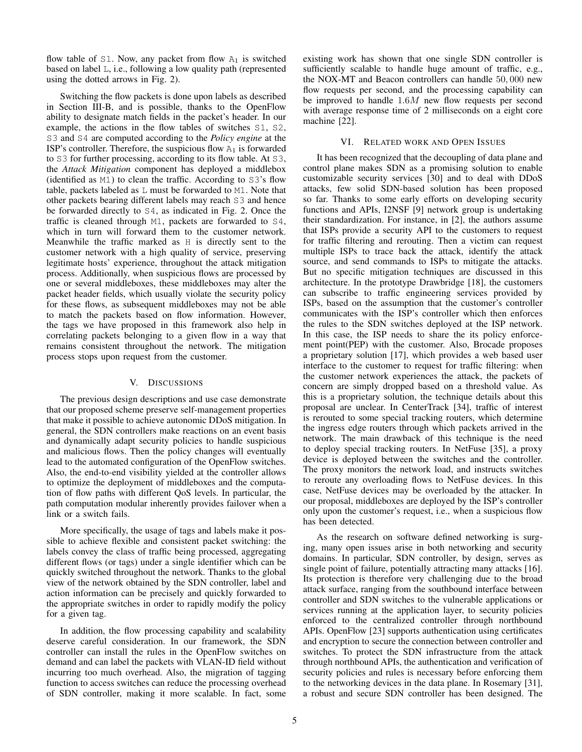flow table of S1. Now, any packet from flow $A_1$ is switched based on label L, i.e., following a low quality path (represented using the dotted arrows in Fig. 2).

Switching the flow packets is done upon labels as described in Section III-B, and is possible, thanks to the OpenFlow ability to designate match fields in the packet's header. In our example, the actions in the flow tables of switches S1, S2, S3 and S4 are computed according to the *Policy engine* at the ISP's controller. Therefore, the suspicious flow $A_1$ is forwarded to S3 for further processing, according to its flow table. At S3, the *Attack Mitigation* component has deployed a middlebox (identified as M1) to clean the traffic. According to S3's flow table, packets labeled as L must be forwarded to M1. Note that other packets bearing different labels may reach S3 and hence be forwarded directly to S4, as indicated in Fig. 2. Once the traffic is cleaned through M1, packets are forwarded to S4, which in turn will forward them to the customer network. Meanwhile the traffic marked as H is directly sent to the customer network with a high quality of service, preserving legitimate hosts' experience, throughout the attack mitigation process. Additionally, when suspicious flows are processed by one or several middleboxes, these middleboxes may alter the packet header fields, which usually violate the security policy for these flows, as subsequent middleboxes may not be able to match the packets based on flow information. However, the tags we have proposed in this framework also help in correlating packets belonging to a given flow in a way that remains consistent throughout the network. The mitigation process stops upon request from the customer.

## V. Discussions

The previous design descriptions and use case demonstrate that our proposed scheme preserve self-management properties that make it possible to achieve autonomic DDoS mitigation. In general, the SDN controllers make reactions on an event basis and dynamically adapt security policies to handle suspicious and malicious flows. Then the policy changes will eventually lead to the automated configuration of the OpenFlow switches. Also, the end-to-end visibility yielded at the controller allows to optimize the deployment of middleboxes and the computation of flow paths with different QoS levels. In particular, the path computation modular inherently provides failover when a link or a switch fails.

More specifically, the usage of tags and labels make it possible to achieve flexible and consistent packet switching: the labels convey the class of traffic being processed, aggregating different flows (or tags) under a single identifier which can be quickly switched throughout the network. Thanks to the global view of the network obtained by the SDN controller, label and action information can be precisely and quickly forwarded to the appropriate switches in order to rapidly modify the policy for a given tag.

In addition, the flow processing capability and scalability deserve careful consideration. In our framework, the SDN controller can install the rules in the OpenFlow switches on demand and can label the packets with VLAN-ID field without incurring too much overhead. Also, the migration of tagging function to access switches can reduce the processing overhead of SDN controller, making it more scalable. In fact, some existing work has shown that one single SDN controller is sufficiently scalable to handle huge amount of traffic, e.g., the NOX-MT and Beacon controllers can handle $50,000$ new flow requests per second, and the processing capability can be improved to handle $1.6M$ new flow requests per second with average response time of 2 milliseconds on a eight core machine [22].

## VI. Related work and Open Issues

It has been recognized that the decoupling of data plane and control plane makes SDN as a promising solution to enable customizable security services [30] and to deal with DDoS attacks, few solid SDN-based solution has been proposed so far. Thanks to some early efforts on developing security functions and APIs, I2NSF [9] network group is undertaking their standardization. For instance, in [2], the authors assume that ISPs provide a security API to the customers to request for traffic filtering and rerouting. Then a victim can request multiple ISPs to trace back the attack, identify the attack source, and send commands to ISPs to mitigate the attacks. But no specific mitigation techniques are discussed in this architecture. In the prototype Drawbridge [18], the customers can subscribe to traffic engineering services provided by ISPs, based on the assumption that the customer's controller communicates with the ISP's controller which then enforces the rules to the SDN switches deployed at the ISP network. In this case, the ISP needs to share the its policy enforcement point(PEP) with the customer. Also, Brocade proposes a proprietary solution [17], which provides a web based user interface to the customer to request for traffic filtering: when the customer network experiences the attack, the packets of concern are simply dropped based on a threshold value. As this is a proprietary solution, the technique details about this proposal are unclear. In CenterTrack [34], traffic of interest is rerouted to some special tracking routers, which determine the ingress edge routers through which packets arrived in the network. The main drawback of this technique is the need to deploy special tracking routers. In NetFuse [35], a proxy device is deployed between the switches and the controller. The proxy monitors the network load, and instructs switches to reroute any overloading flows to NetFuse devices. In this case, NetFuse devices may be overloaded by the attacker. In our proposal, middleboxes are deployed by the ISP's controller only upon the customer's request, i.e., when a suspicious flow has been detected.

As the research on software defined networking is surging, many open issues arise in both networking and security domains. In particular, SDN controller, by design, serves as single point of failure, potentially attracting many attacks [16]. Its protection is therefore very challenging due to the broad attack surface, ranging from the southbound interface between controller and SDN switches to the vulnerable applications or services running at the application layer, to security policies enforced to the centralized controller through northbound APIs. OpenFlow [23] supports authentication using certificates and encryption to secure the connection between controller and switches. To protect the SDN infrastructure from the attack through northbound APIs, the authentication and verification of security policies and rules is necessary before enforcing them to the networking devices in the data plane. In Rosemary [31], a robust and secure SDN controller has been designed. The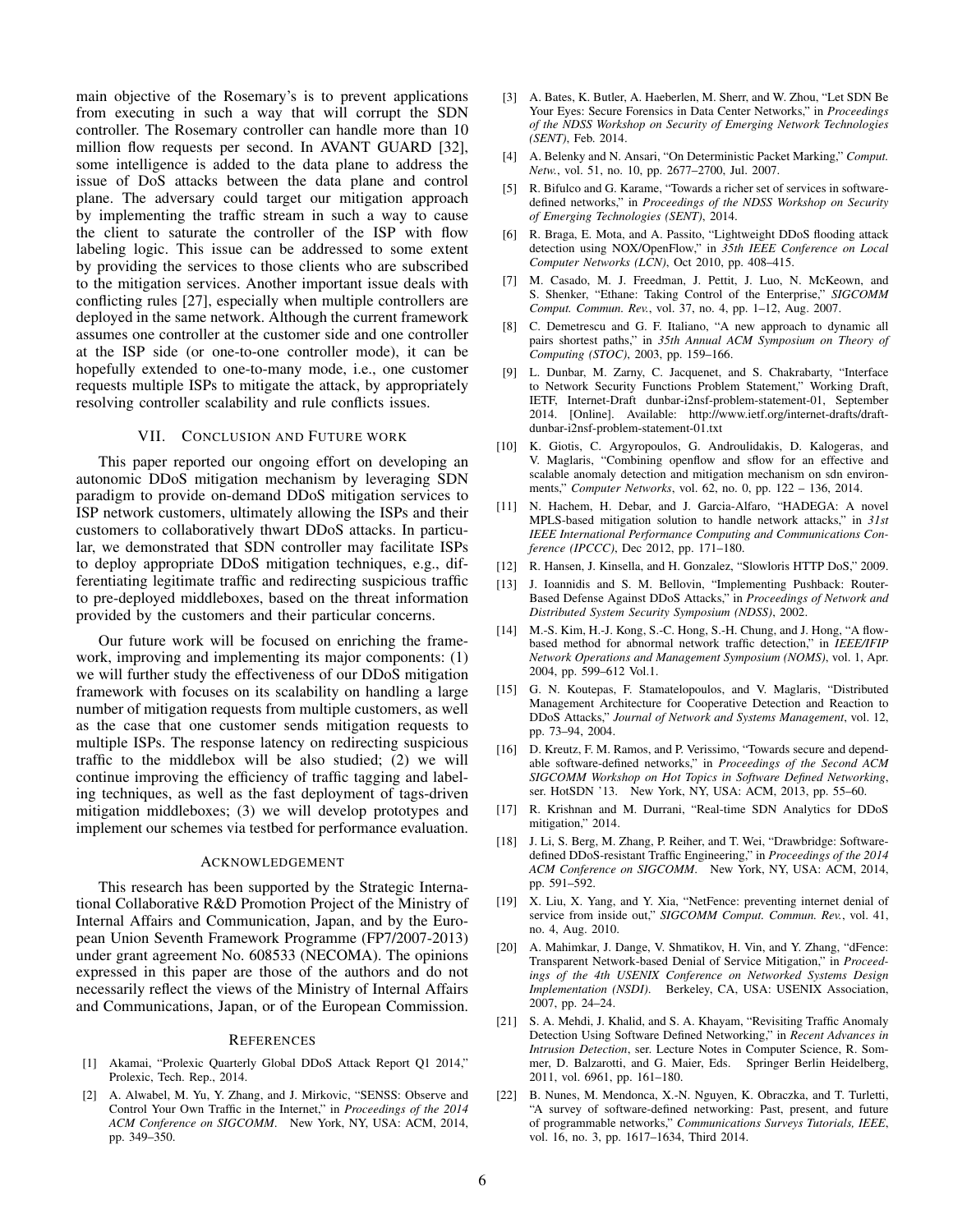main objective of the Rosemary's is to prevent applications from executing in such a way that will corrupt the SDN controller. The Rosemary controller can handle more than 10 million flow requests per second. In AVANT GUARD [32], some intelligence is added to the data plane to address the issue of DoS attacks between the data plane and control plane. The adversary could target our mitigation approach by implementing the traffic stream in such a way to cause the client to saturate the controller of the ISP with flow labeling logic. This issue can be addressed to some extent by providing the services to those clients who are subscribed to the mitigation services. Another important issue deals with conflicting rules [27], especially when multiple controllers are deployed in the same network. Although the current framework assumes one controller at the customer side and one controller at the ISP side (or one-to-one controller mode), it can be hopefully extended to one-to-many mode, i.e., one customer requests multiple ISPs to mitigate the attack, by appropriately resolving controller scalability and rule conflicts issues.

## VII. Conclusion and Future work

This paper reported our ongoing effort on developing an autonomic DDoS mitigation mechanism by leveraging SDN paradigm to provide on-demand DDoS mitigation services to ISP network customers, ultimately allowing the ISPs and their customers to collaboratively thwart DDoS attacks. In particular, we demonstrated that SDN controller may facilitate ISPs to deploy appropriate DDoS mitigation techniques, e.g., differentiating legitimate traffic and redirecting suspicious traffic to pre-deployed middleboxes, based on the threat information provided by the customers and their particular concerns.

Our future work will be focused on enriching the framework, improving and implementing its major components: (1) we will further study the effectiveness of our DDoS mitigation framework with focuses on its scalability on handling a large number of mitigation requests from multiple customers, as well as the case that one customer sends mitigation requests to multiple ISPs. The response latency on redirecting suspicious traffic to the middlebox will be also studied; (2) we will continue improving the efficiency of traffic tagging and labeling techniques, as well as the fast deployment of tags-driven mitigation middleboxes; (3) we will develop prototypes and implement our schemes via testbed for performance evaluation.

## Acknowledgement

This research has been supported by the Strategic International Collaborative R&D Promotion Project of the Ministry of Internal Affairs and Communication, Japan, and by the European Union Seventh Framework Programme (FP7/2007-2013) under grant agreement No. 608533 (NECOMA). The opinions expressed in this paper are those of the authors and do not necessarily reflect the views of the Ministry of Internal Affairs and Communications, Japan, or of the European Commission.

## References

[1] Akamai, "Prolexic Quarterly Global DDoS Attack Report Q1 2014," Prolexic, Tech. Rep., 2014.

[2] A. Alwabel, M. Yu, Y. Zhang, and J. Mirkovic, "SENSS: Observe and Control Your Own Traffic in the Internet," in *Proceedings of the 2014 ACM Conference on SIGCOMM*. New York, NY, USA: ACM, 2014, pp. 349–350.

[3] A. Bates, K. Butler, A. Haeberlen, M. Sherr, and W. Zhou, "Let SDN Be Your Eyes: Secure Forensics in Data Center Networks," in *Proceedings of the NDSS Workshop on Security of Emerging Network Technologies (SENT)*, Feb. 2014.

[4] A. Belenky and N. Ansari, "On Deterministic Packet Marking," *Comput. Netw.*, vol. 51, no. 10, pp. 2677–2700, Jul. 2007.

[5] R. Bifulco and G. Karame, "Towards a richer set of services in software-defined networks," in *Proceedings of the NDSS Workshop on Security of Emerging Technologies (SENT)*, 2014.

[6] R. Braga, E. Mota, and A. Passito, "Lightweight DDoS flooding attack detection using NOX/OpenFlow," in *35th IEEE Conference on Local Computer Networks (LCN)*, Oct 2010, pp. 408–415.

[7] M. Casado, M. J. Freedman, J. Pettit, J. Luo, N. McKeown, and S. Shenker, "Ethane: Taking Control of the Enterprise," *SIGCOMM Comput. Commun. Rev.*, vol. 37, no. 4, pp. 1–12, Aug. 2007.

[8] C. Demetrescu and G. F. Italiano, "A new approach to dynamic all pairs shortest paths," in *35th Annual ACM Symposium on Theory of Computing (STOC)*, 2003, pp. 159–166.

[9] L. Dunbar, M. Zarny, C. Jacquenet, and S. Chakrabarty, "Interface to Network Security Functions Problem Statement," Working Draft, IETF, Internet-Draft dunbar-i2nsf-problem-statement-01, September 2014. [Online]. Available: http://www.ietf.org/internet-drafts/draft-dunbar-i2nsf-problem-statement-01.txt

[10] K. Giotis, C. Argyropoulos, G. Androulidakis, D. Kalogeras, and V. Maglaris, "Combining openflow and sflow for an effective and scalable anomaly detection and mitigation mechanism on sdn environments," *Computer Networks*, vol. 62, no. 0, pp. 122 – 136, 2014.

[11] N. Hachem, H. Debar, and J. Garcia-Alfaro, "HADEGA: A novel MPLS-based mitigation solution to handle network attacks," in *31st IEEE International Performance Computing and Communications Conference (IPCCC)*, Dec 2012, pp. 171–180.

[12] R. Hansen, J. Kinsella, and H. Gonzalez, "Slowloris HTTP DoS," 2009.

[13] J. Ioannidis and S. M. Bellovin, "Implementing Pushback: Router-Based Defense Against DDoS Attacks," in *Proceedings of Network and Distributed System Security Symposium (NDSS)*, 2002.

[14] M.-S. Kim, H.-J. Kong, S.-C. Hong, S.-H. Chung, and J. Hong, "A flow-based method for abnormal network traffic detection," in *IEEE/IFIP Network Operations and Management Symposium (NOMS)*, vol. 1, Apr. 2004, pp. 599–612 Vol.1.

[15] G. N. Koutepas, F. Stamatelopoulos, and V. Maglaris, "Distributed Management Architecture for Cooperative Detection and Reaction to DDoS Attacks," *Journal of Network and Systems Management*, vol. 12, pp. 73–94, 2004.

[16] D. Kreutz, F. M. Ramos, and P. Verissimo, "Towards secure and dependable software-defined networks," in *Proceedings of the Second ACM SIGCOMM Workshop on Hot Topics in Software Defined Networking*, ser. HotSDN '13. New York, NY, USA: ACM, 2013, pp. 55–60.

[17] R. Krishnan and M. Durrani, "Real-time SDN Analytics for DDoS mitigation," 2014.

[18] J. Li, S. Berg, M. Zhang, P. Reiher, and T. Wei, "Drawbridge: Software-defined DDoS-resistant Traffic Engineering," in *Proceedings of the 2014 ACM Conference on SIGCOMM*. New York, NY, USA: ACM, 2014, pp. 591–592.

[19] X. Liu, X. Yang, and Y. Xia, "NetFence: preventing internet denial of service from inside out," *SIGCOMM Comput. Commun. Rev.*, vol. 41, no. 4, Aug. 2010.

[20] A. Mahimkar, J. Dange, V. Shmatikov, H. Vin, and Y. Zhang, "dFence: Transparent Network-based Denial of Service Mitigation," in *Proceedings of the 4th USENIX Conference on Networked Systems Design Implementation (NSDI)*. Berkeley, CA, USA: USENIX Association, 2007, pp. 24–24.

[21] S. A. Mehdi, J. Khalid, and S. A. Khayam, "Revisiting Traffic Anomaly Detection Using Software Defined Networking," in *Recent Advances in Intrusion Detection*, ser. Lecture Notes in Computer Science, R. Sommer, D. Balzarotti, and G. Maier, Eds. Springer Berlin Heidelberg, 2011, vol. 6961, pp. 161–180.

[22] B. Nunes, M. Mendonca, X.-N. Nguyen, K. Obraczka, and T. Turletti, "A survey of software-defined networking: Past, present, and future of programmable networks," *Communications Surveys Tutorials, IEEE*, vol. 16, no. 3, pp. 1617–1634, Third 2014.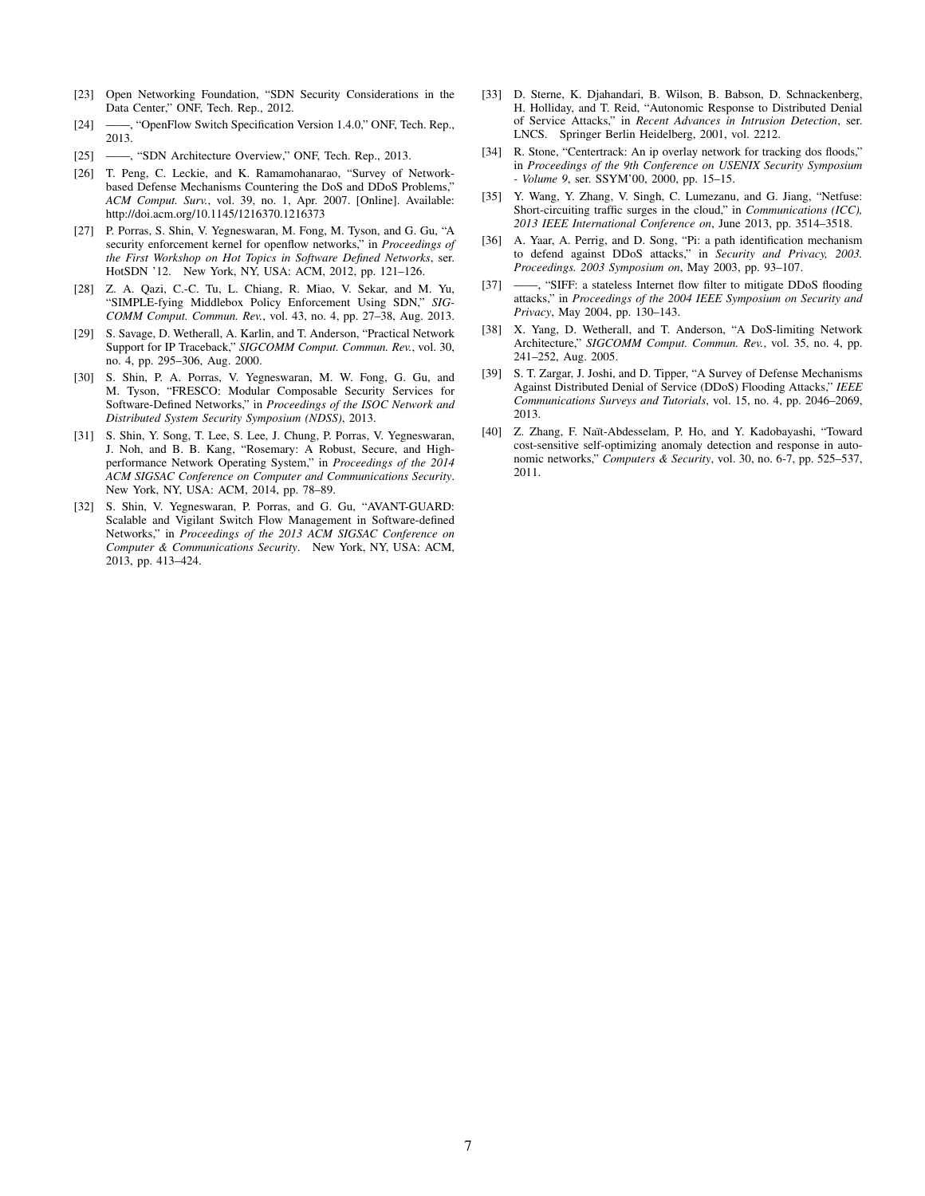[23] Open Networking Foundation, "SDN Security Considerations in the Data Center," ONF, Tech. Rep., 2012.

[24] ——, "OpenFlow Switch Specification Version 1.4.0," ONF, Tech. Rep., 2013.

[25] ——, "SDN Architecture Overview," ONF, Tech. Rep., 2013.

[26] T. Peng, C. Leckie, and K. Ramamohanarao, "Survey of Network-based Defense Mechanisms Countering the DoS and DDoS Problems," *ACM Comput. Surv.*, vol. 39, no. 1, Apr. 2007. [Online]. Available: http://doi.acm.org/10.1145/1216370.1216373

[27] P. Porras, S. Shin, V. Yegneswaran, M. Fong, M. Tyson, and G. Gu, "A security enforcement kernel for openflow networks," in *Proceedings of the First Workshop on Hot Topics in Software Defined Networks*, ser. HotSDN '12. New York, NY, USA: ACM, 2012, pp. 121–126.

[28] Z. A. Qazi, C.-C. Tu, L. Chiang, R. Miao, V. Sekar, and M. Yu, "SIMPLE-fying Middlebox Policy Enforcement Using SDN," *SIGCOMM Comput. Commun. Rev.*, vol. 43, no. 4, pp. 27–38, Aug. 2013.

[29] S. Savage, D. Wetherall, A. Karlin, and T. Anderson, "Practical Network Support for IP Traceback," *SIGCOMM Comput. Commun. Rev.*, vol. 30, no. 4, pp. 295–306, Aug. 2000.

[30] S. Shin, P. A. Porras, V. Yegneswaran, M. W. Fong, G. Gu, and M. Tyson, "FRESCO: Modular Composable Security Services for Software-Defined Networks," in *Proceedings of the ISOC Network and Distributed System Security Symposium (NDSS)*, 2013.

[31] S. Shin, Y. Song, T. Lee, S. Lee, J. Chung, P. Porras, V. Yegneswaran, J. Noh, and B. B. Kang, "Rosemary: A Robust, Secure, and High-performance Network Operating System," in *Proceedings of the 2014 ACM SIGSAC Conference on Computer and Communications Security*. New York, NY, USA: ACM, 2014, pp. 78–89.

[32] S. Shin, V. Yegneswaran, P. Porras, and G. Gu, "AVANT-GUARD: Scalable and Vigilant Switch Flow Management in Software-defined Networks," in *Proceedings of the 2013 ACM SIGSAC Conference on Computer & Communications Security*. New York, NY, USA: ACM, 2013, pp. 413–424.

[33] D. Sterne, K. Djahandari, B. Wilson, B. Babson, D. Schnackenberg, H. Holliday, and T. Reid, "Autonomic Response to Distributed Denial of Service Attacks," in *Recent Advances in Intrusion Detection*, ser. LNCS. Springer Berlin Heidelberg, 2001, vol. 2212.

[34] R. Stone, "Centertrack: An ip overlay network for tracking dos floods," in *Proceedings of the 9th Conference on USENIX Security Symposium - Volume 9*, ser. SSYM'00, 2000, pp. 15–15.

[35] Y. Wang, Y. Zhang, V. Singh, C. Lumezanu, and G. Jiang, "Netfuse: Short-circuiting traffic surges in the cloud," in *Communications (ICC), 2013 IEEE International Conference on*, June 2013, pp. 3514–3518.

[36] A. Yaar, A. Perrig, and D. Song, "Pi: a path identification mechanism to defend against DDoS attacks," in *Security and Privacy, 2003. Proceedings. 2003 Symposium on*, May 2003, pp. 93–107.

[37] ——, "SIFF: a stateless Internet flow filter to mitigate DDoS flooding attacks," in *Proceedings of the 2004 IEEE Symposium on Security and Privacy*, May 2004, pp. 130–143.

[38] X. Yang, D. Wetherall, and T. Anderson, "A DoS-limiting Network Architecture," *SIGCOMM Comput. Commun. Rev.*, vol. 35, no. 4, pp. 241–252, Aug. 2005.

[39] S. T. Zargar, J. Joshi, and D. Tipper, "A Survey of Defense Mechanisms Against Distributed Denial of Service (DDoS) Flooding Attacks," *IEEE Communications Surveys and Tutorials*, vol. 15, no. 4, pp. 2046–2069, 2013.

[40] Z. Zhang, F. Naït-Abdesselam, P. Ho, and Y. Kadobayashi, "Toward cost-sensitive self-optimizing anomaly detection and response in autonomic networks," *Computers & Security*, vol. 30, no. 6-7, pp. 525–537, 2011.